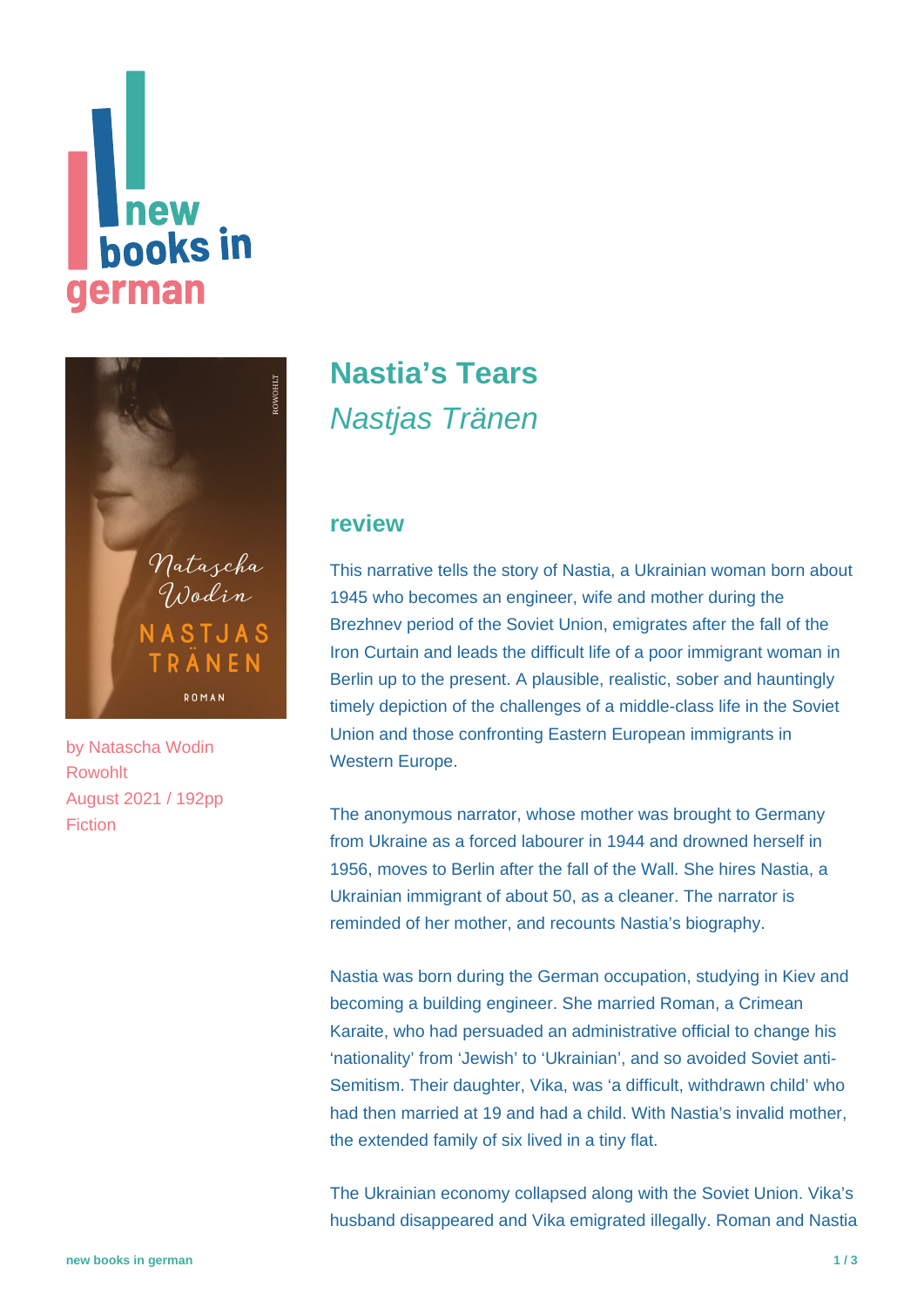# Nastia's Tears

*Nastjas Tränen*

by Natascha Wodin
Rowohlt
August 2021 / 192pp
Fiction

## review

This narrative tells the story of Nastia, a Ukrainian woman born about 1945 who becomes an engineer, wife and mother during the Brezhnev period of the Soviet Union, emigrates after the fall of the Iron Curtain and leads the difficult life of a poor immigrant woman in Berlin up to the present. A plausible, realistic, sober and hauntingly timely depiction of the challenges of a middle-class life in the Soviet Union and those confronting Eastern European immigrants in Western Europe.

The anonymous narrator, whose mother was brought to Germany from Ukraine as a forced labourer in 1944 and drowned herself in 1956, moves to Berlin after the fall of the Wall. She hires Nastia, a Ukrainian immigrant of about 50, as a cleaner. The narrator is reminded of her mother, and recounts Nastia's biography.

Nastia was born during the German occupation, studying in Kiev and becoming a building engineer. She married Roman, a Crimean Karaite, who had persuaded an administrative official to change his 'nationality' from 'Jewish' to 'Ukrainian', and so avoided Soviet anti-Semitism. Their daughter, Vika, was 'a difficult, withdrawn child' who had then married at 19 and had a child. With Nastia's invalid mother, the extended family of six lived in a tiny flat.

The Ukrainian economy collapsed along with the Soviet Union. Vika's husband disappeared and Vika emigrated illegally. Roman and Nastia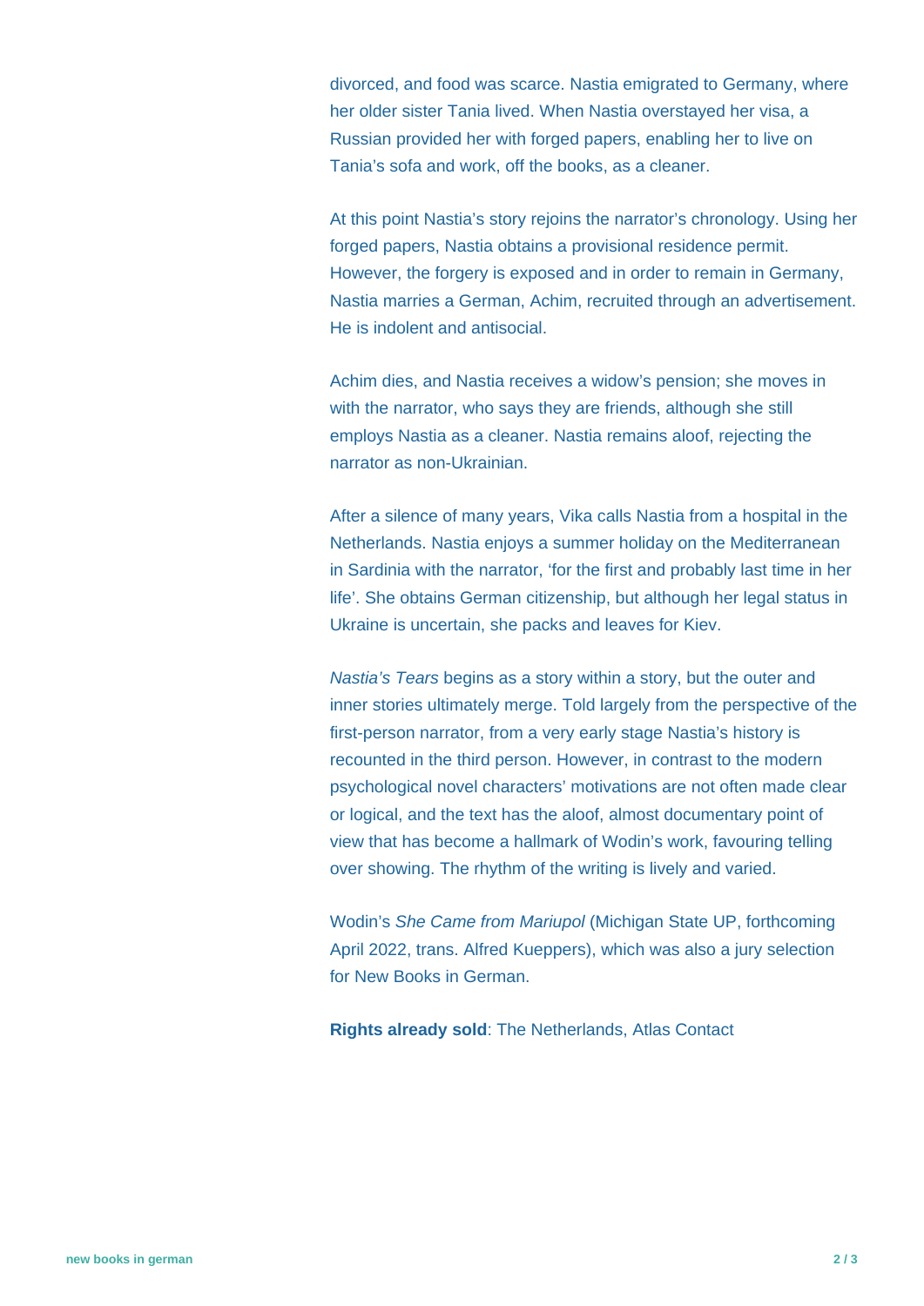divorced, and food was scarce. Nastia emigrated to Germany, where her older sister Tania lived. When Nastia overstayed her visa, a Russian provided her with forged papers, enabling her to live on Tania's sofa and work, off the books, as a cleaner.

At this point Nastia's story rejoins the narrator's chronology. Using her forged papers, Nastia obtains a provisional residence permit. However, the forgery is exposed and in order to remain in Germany, Nastia marries a German, Achim, recruited through an advertisement. He is indolent and antisocial.

Achim dies, and Nastia receives a widow's pension; she moves in with the narrator, who says they are friends, although she still employs Nastia as a cleaner. Nastia remains aloof, rejecting the narrator as non-Ukrainian.

After a silence of many years, Vika calls Nastia from a hospital in the Netherlands. Nastia enjoys a summer holiday on the Mediterranean in Sardinia with the narrator, 'for the first and probably last time in her life'. She obtains German citizenship, but although her legal status in Ukraine is uncertain, she packs and leaves for Kiev.

*Nastia's Tears* begins as a story within a story, but the outer and inner stories ultimately merge. Told largely from the perspective of the first-person narrator, from a very early stage Nastia's history is recounted in the third person. However, in contrast to the modern psychological novel characters' motivations are not often made clear or logical, and the text has the aloof, almost documentary point of view that has become a hallmark of Wodin's work, favouring telling over showing. The rhythm of the writing is lively and varied.

Wodin's *She Came from Mariupol* (Michigan State UP, forthcoming April 2022, trans. Alfred Kueppers), which was also a jury selection for New Books in German.

**Rights already sold**: The Netherlands, Atlas Contact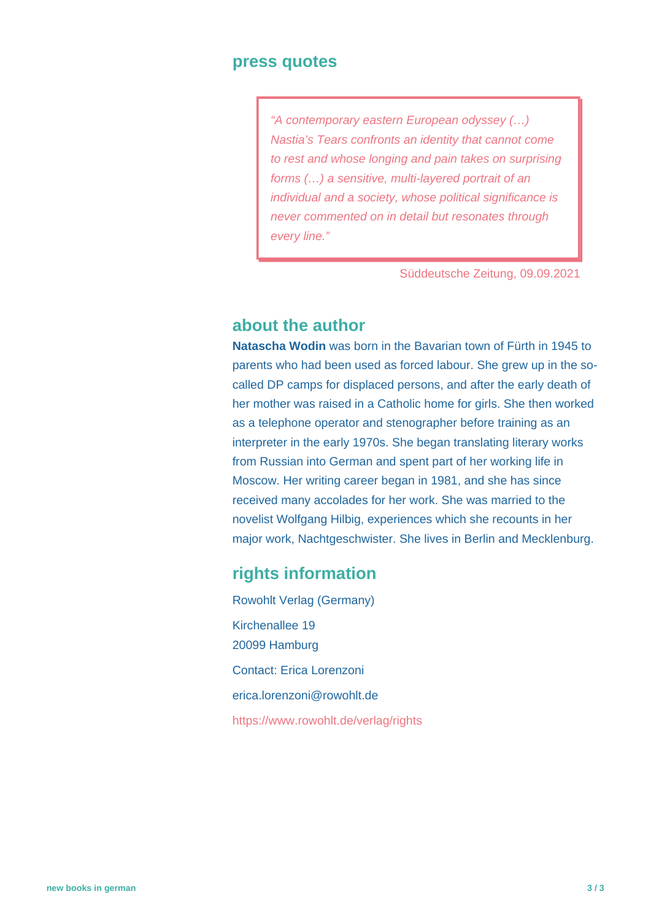## press quotes

> *"A contemporary eastern European odyssey (…) Nastia's Tears confronts an identity that cannot come to rest and whose longing and pain takes on surprising forms (…) a sensitive, multi-layered portrait of an individual and a society, whose political significance is never commented on in detail but resonates through every line."*

Süddeutsche Zeitung, 09.09.2021

## about the author

**Natascha Wodin** was born in the Bavarian town of Fürth in 1945 to parents who had been used as forced labour. She grew up in the so-called DP camps for displaced persons, and after the early death of her mother was raised in a Catholic home for girls. She then worked as a telephone operator and stenographer before training as an interpreter in the early 1970s. She began translating literary works from Russian into German and spent part of her working life in Moscow. Her writing career began in 1981, and she has since received many accolades for her work. She was married to the novelist Wolfgang Hilbig, experiences which she recounts in her major work, Nachtgeschwister. She lives in Berlin and Mecklenburg.

## rights information

Rowohlt Verlag (Germany)

Kirchenallee 19
20099 Hamburg

Contact: Erica Lorenzoni

erica.lorenzoni@rowohlt.de

https://www.rowohlt.de/verlag/rights